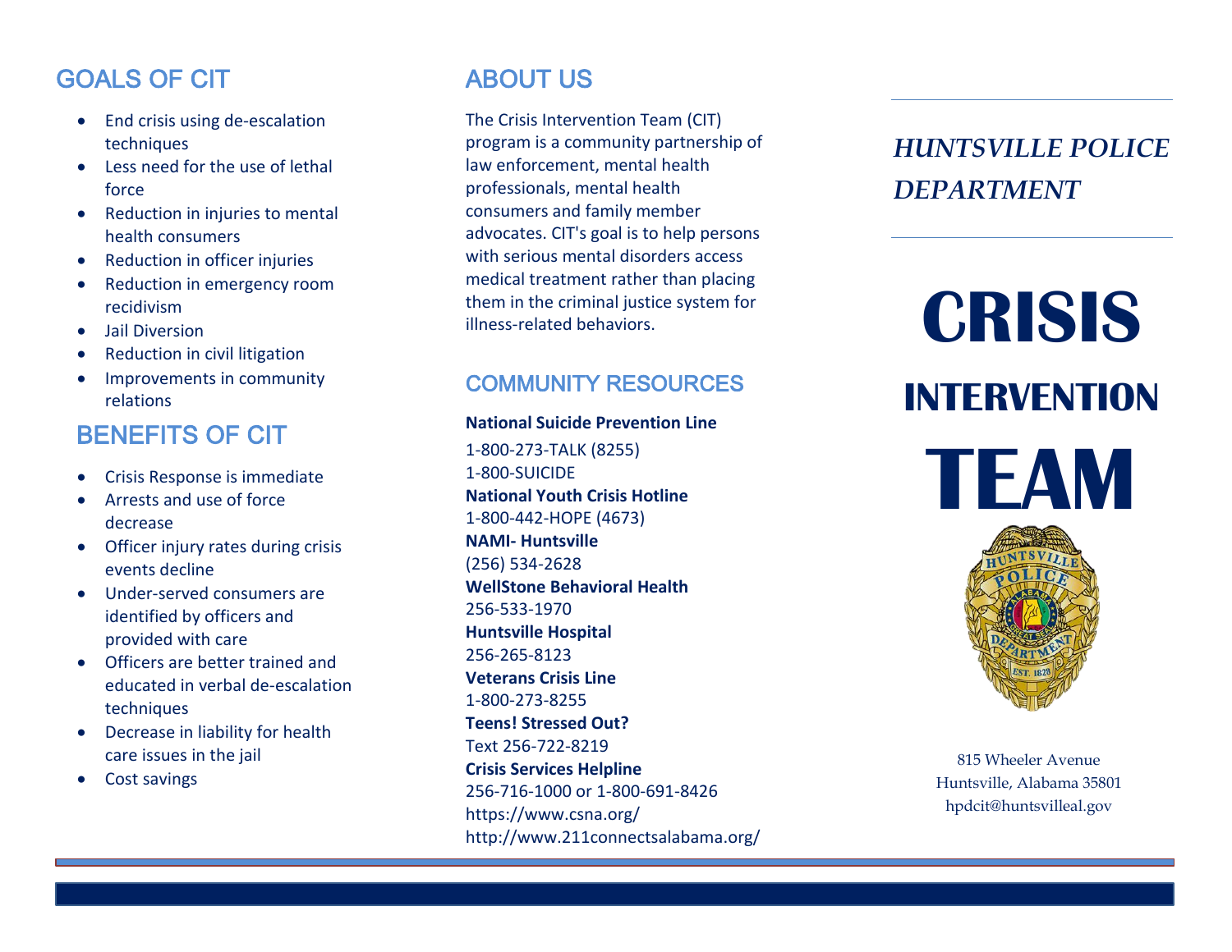## GOALS OF CIT

- End crisis using de-escalation techniques
- Less need for the use of lethal force
- Reduction in injuries to mental health consumers
- Reduction in officer injuries
- Reduction in emergency room recidivism
- Jail Diversion
- Reduction in civil litigation
- Improvements in community relations

## BENEFITS OF CIT

- Crisis Response is immediate
- Arrests and use of force decrease
- Officer injury rates during crisis events decline
- Under-served consumers are identified by officers and provided with care
- Officers are better trained and educated in verbal de-escalation techniques
- Decrease in liability for health care issues in the jail
- Cost savings

## ABOUT US

The Crisis Intervention Team (CIT) program is a community partnership of law enforcement, mental health professionals, mental health consumers and family member advocates. CIT's goal is to help persons with serious mental disorders access medical treatment rather than placing them in the criminal justice system for illness-related behaviors.

## COMMUNITY RESOURCES

**National Suicide Prevention Line**
1-800-273-TALK (8255)
1-800-SUICIDE

**National Youth Crisis Hotline**
1-800-442-HOPE (4673)

**NAMI- Huntsville**
(256) 534-2628

**WellStone Behavioral Health**
256-533-1970

**Huntsville Hospital**
256-265-8123

**Veterans Crisis Line**
1-800-273-8255

**Teens! Stressed Out?**
Text 256-722-8219

**Crisis Services Helpline**
256-716-1000 or 1-800-691-8426
https://www.csna.org/
http://www.211connectsalabama.org/

*HUNTSVILLE POLICE DEPARTMENT*

# CRISIS INTERVENTION TEAM

815 Wheeler Avenue
Huntsville, Alabama 35801
hpdcit@huntsvilleal.gov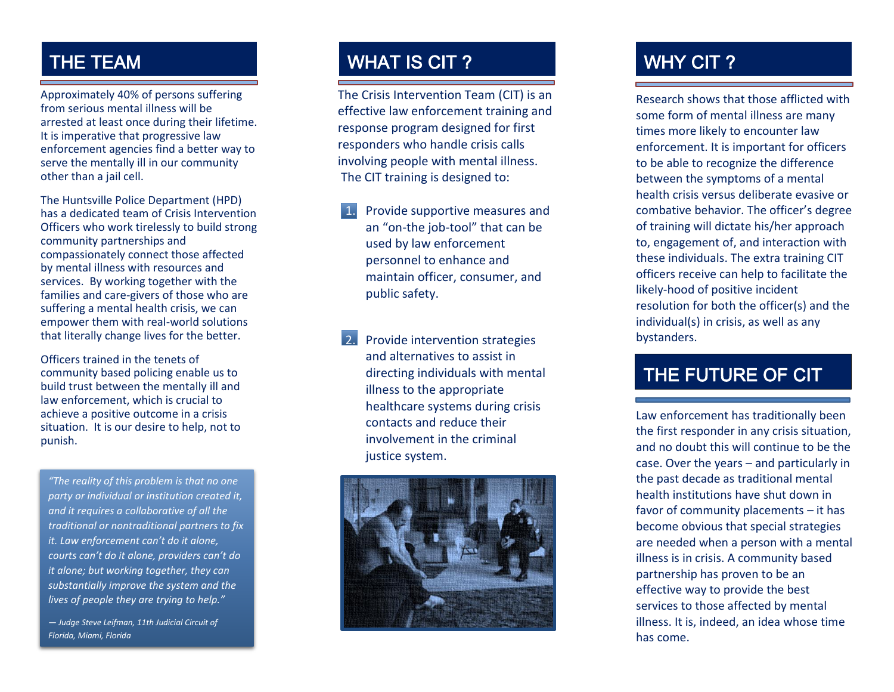# THE TEAM

Approximately 40% of persons suffering from serious mental illness will be arrested at least once during their lifetime. It is imperative that progressive law enforcement agencies find a better way to serve the mentally ill in our community other than a jail cell.

The Huntsville Police Department (HPD) has a dedicated team of Crisis Intervention Officers who work tirelessly to build strong community partnerships and compassionately connect those affected by mental illness with resources and services. By working together with the families and care-givers of those who are suffering a mental health crisis, we can empower them with real-world solutions that literally change lives for the better.

Officers trained in the tenets of community based policing enable us to build trust between the mentally ill and law enforcement, which is crucial to achieve a positive outcome in a crisis situation. It is our desire to help, not to punish.

> *"The reality of this problem is that no one party or individual or institution created it, and it requires a collaborative of all the traditional or nontraditional partners to fix it. Law enforcement can't do it alone, courts can't do it alone, providers can't do it alone; but working together, they can substantially improve the system and the lives of people they are trying to help."*
>
> *— Judge Steve Leifman, 11th Judicial Circuit of Florida, Miami, Florida*

# WHAT IS CIT ?

The Crisis Intervention Team (CIT) is an effective law enforcement training and response program designed for first responders who handle crisis calls involving people with mental illness. The CIT training is designed to:

1. Provide supportive measures and an "on-the job-tool" that can be used by law enforcement personnel to enhance and maintain officer, consumer, and public safety.

2. Provide intervention strategies and alternatives to assist in directing individuals with mental illness to the appropriate healthcare systems during crisis contacts and reduce their involvement in the criminal justice system.

# WHY CIT ?

Research shows that those afflicted with some form of mental illness are many times more likely to encounter law enforcement. It is important for officers to be able to recognize the difference between the symptoms of a mental health crisis versus deliberate evasive or combative behavior. The officer's degree of training will dictate his/her approach to, engagement of, and interaction with these individuals. The extra training CIT officers receive can help to facilitate the likely-hood of positive incident resolution for both the officer(s) and the individual(s) in crisis, as well as any bystanders.

# THE FUTURE OF CIT

Law enforcement has traditionally been the first responder in any crisis situation, and no doubt this will continue to be the case. Over the years – and particularly in the past decade as traditional mental health institutions have shut down in favor of community placements – it has become obvious that special strategies are needed when a person with a mental illness is in crisis. A community based partnership has proven to be an effective way to provide the best services to those affected by mental illness. It is, indeed, an idea whose time has come.